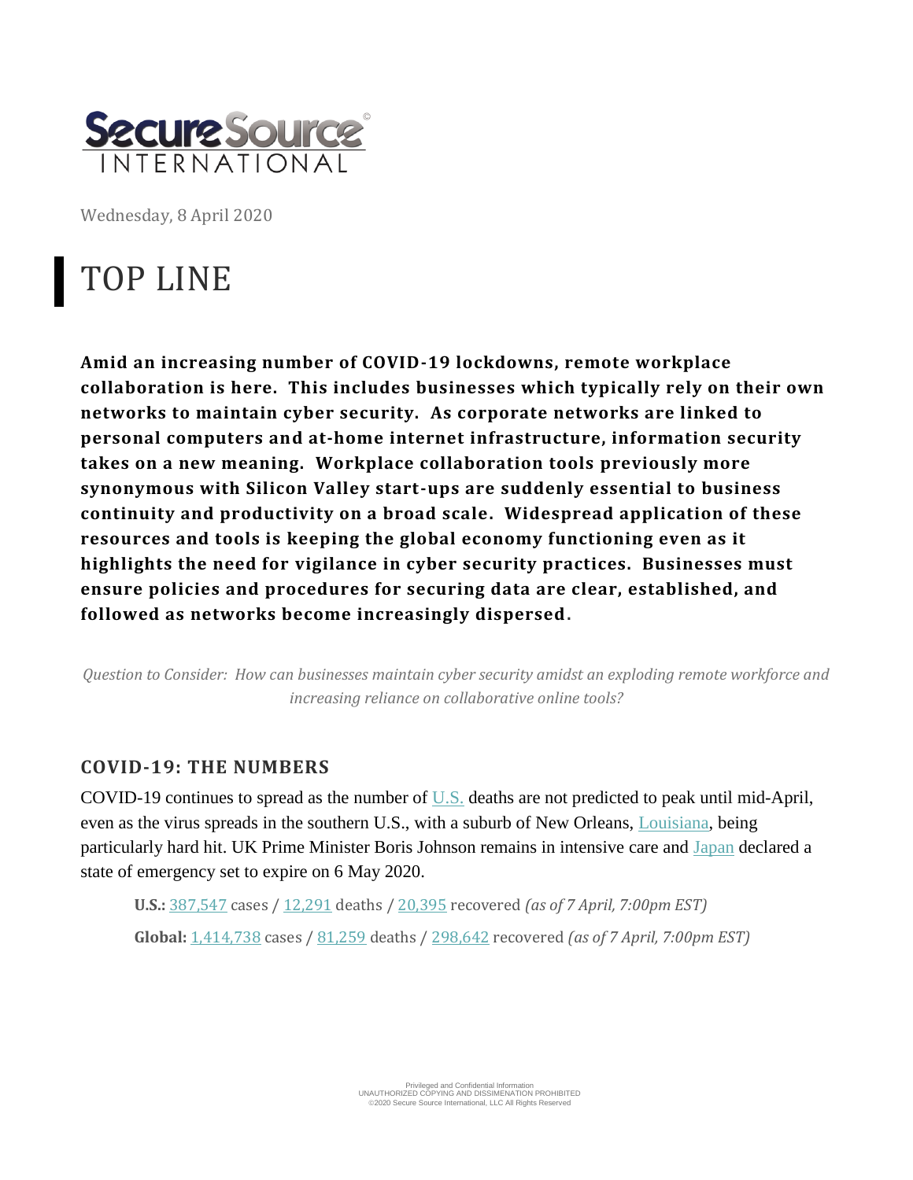Secure Source INTERNATIONAL

Wednesday, 8 April 2020

# TOP LINE

**Amid an increasing number of COVID-19 lockdowns, remote workplace collaboration is here. This includes businesses which typically rely on their own networks to maintain cyber security. As corporate networks are linked to personal computers and at-home internet infrastructure, information security takes on a new meaning. Workplace collaboration tools previously more synonymous with Silicon Valley start-ups are suddenly essential to business continuity and productivity on a broad scale. Widespread application of these resources and tools is keeping the global economy functioning even as it highlights the need for vigilance in cyber security practices. Businesses must ensure policies and procedures for securing data are clear, established, and followed as networks become increasingly dispersed.**

*Question to Consider: How can businesses maintain cyber security amidst an exploding remote workforce and increasing reliance on collaborative online tools?*

## COVID-19: THE NUMBERS

COVID-19 continues to spread as the number of U.S. deaths are not predicted to peak until mid-April, even as the virus spreads in the southern U.S., with a suburb of New Orleans, Louisiana, being particularly hard hit. UK Prime Minister Boris Johnson remains in intensive care and Japan declared a state of emergency set to expire on 6 May 2020.

**U.S.:** 387,547 cases / 12,291 deaths / 20,395 recovered *(as of 7 April, 7:00pm EST)*

**Global:** 1,414,738 cases / 81,259 deaths / 298,642 recovered *(as of 7 April, 7:00pm EST)*

Privileged and Confidential Information
UNAUTHORIZED COPYING AND DISSIMENATION PROHIBITED
©2020 Secure Source International, LLC All Rights Reserved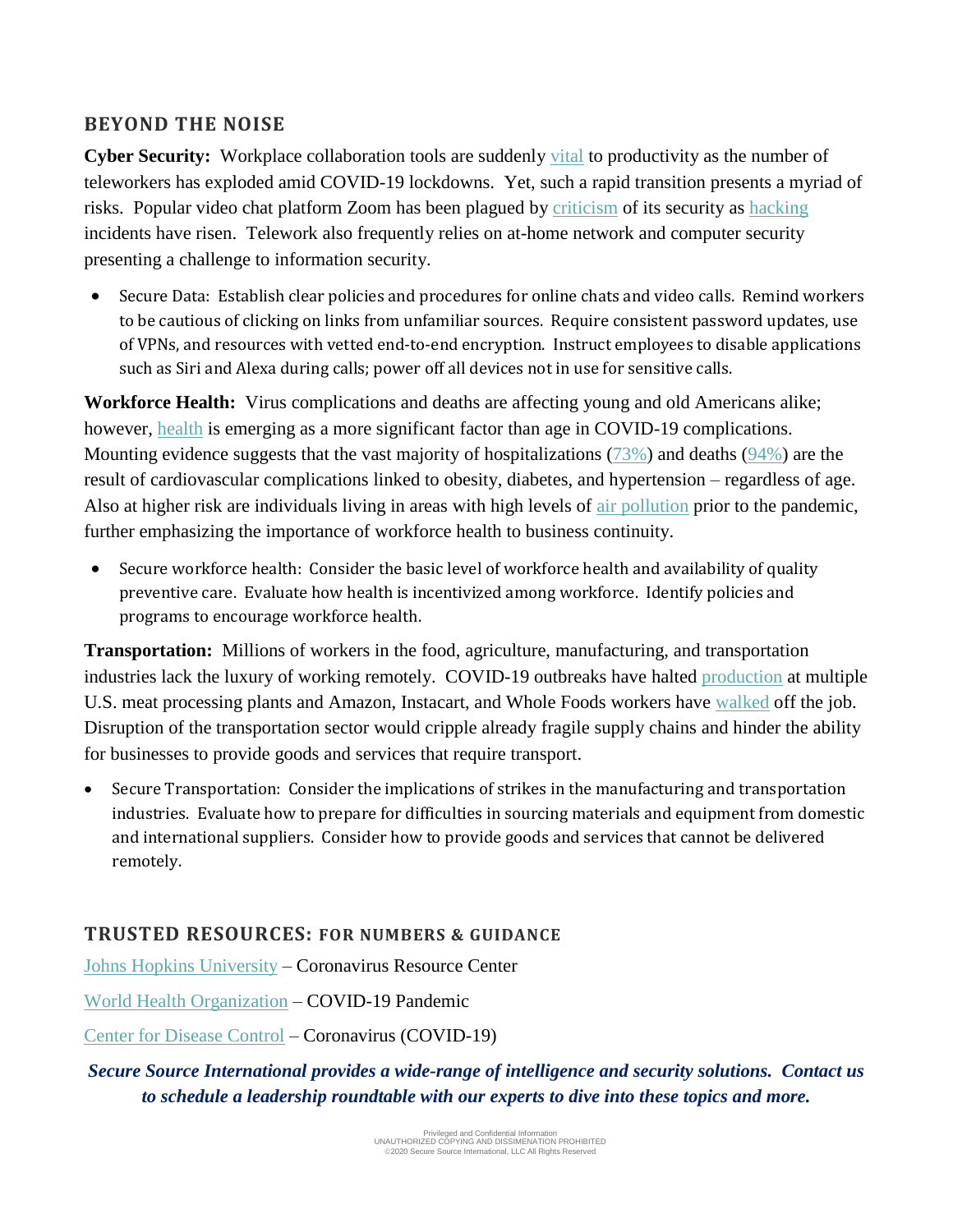## BEYOND THE NOISE

**Cyber Security:** Workplace collaboration tools are suddenly vital to productivity as the number of teleworkers has exploded amid COVID-19 lockdowns. Yet, such a rapid transition presents a myriad of risks. Popular video chat platform Zoom has been plagued by criticism of its security as hacking incidents have risen. Telework also frequently relies on at-home network and computer security presenting a challenge to information security.

- Secure Data: Establish clear policies and procedures for online chats and video calls. Remind workers to be cautious of clicking on links from unfamiliar sources. Require consistent password updates, use of VPNs, and resources with vetted end-to-end encryption. Instruct employees to disable applications such as Siri and Alexa during calls; power off all devices not in use for sensitive calls.

**Workforce Health:** Virus complications and deaths are affecting young and old Americans alike; however, health is emerging as a more significant factor than age in COVID-19 complications. Mounting evidence suggests that the vast majority of hospitalizations (73%) and deaths (94%) are the result of cardiovascular complications linked to obesity, diabetes, and hypertension – regardless of age. Also at higher risk are individuals living in areas with high levels of air pollution prior to the pandemic, further emphasizing the importance of workforce health to business continuity.

- Secure workforce health: Consider the basic level of workforce health and availability of quality preventive care. Evaluate how health is incentivized among workforce. Identify policies and programs to encourage workforce health.

**Transportation:** Millions of workers in the food, agriculture, manufacturing, and transportation industries lack the luxury of working remotely. COVID-19 outbreaks have halted production at multiple U.S. meat processing plants and Amazon, Instacart, and Whole Foods workers have walked off the job. Disruption of the transportation sector would cripple already fragile supply chains and hinder the ability for businesses to provide goods and services that require transport.

- Secure Transportation: Consider the implications of strikes in the manufacturing and transportation industries. Evaluate how to prepare for difficulties in sourcing materials and equipment from domestic and international suppliers. Consider how to provide goods and services that cannot be delivered remotely.

## TRUSTED RESOURCES: FOR NUMBERS & GUIDANCE

Johns Hopkins University – Coronavirus Resource Center

World Health Organization – COVID-19 Pandemic

Center for Disease Control – Coronavirus (COVID-19)

***Secure Source International provides a wide-range of intelligence and security solutions. Contact us to schedule a leadership roundtable with our experts to dive into these topics and more.***

Privileged and Confidential Information
UNAUTHORIZED COPYING AND DISSIMENATION PROHIBITED
©2020 Secure Source International, LLC All Rights Reserved